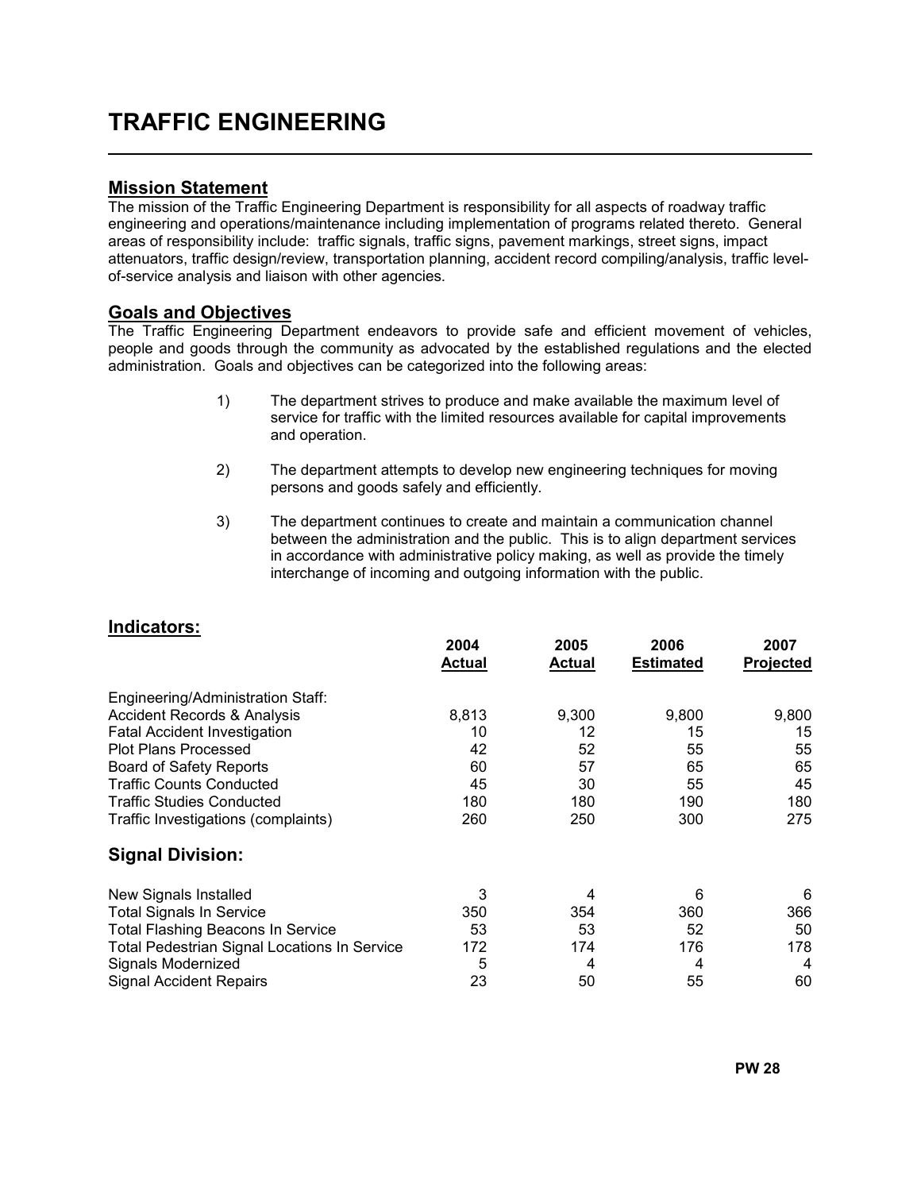# TRAFFIC ENGINEERING

## Mission Statement

The mission of the Traffic Engineering Department is responsibility for all aspects of roadway traffic engineering and operations/maintenance including implementation of programs related thereto. General areas of responsibility include: traffic signals, traffic signs, pavement markings, street signs, impact attenuators, traffic design/review, transportation planning, accident record compiling/analysis, traffic level-of-service analysis and liaison with other agencies.

## Goals and Objectives

The Traffic Engineering Department endeavors to provide safe and efficient movement of vehicles, people and goods through the community as advocated by the established regulations and the elected administration. Goals and objectives can be categorized into the following areas:

1) The department strives to produce and make available the maximum level of service for traffic with the limited resources available for capital improvements and operation.

2) The department attempts to develop new engineering techniques for moving persons and goods safely and efficiently.

3) The department continues to create and maintain a communication channel between the administration and the public. This is to align department services in accordance with administrative policy making, as well as provide the timely interchange of incoming and outgoing information with the public.

## Indicators:

| | 2004 Actual | 2005 Actual | 2006 Estimated | 2007 Projected |
|---|---|---|---|---|
| Engineering/Administration Staff: | | | | |
| Accident Records & Analysis | 8,813 | 9,300 | 9,800 | 9,800 |
| Fatal Accident Investigation | 10 | 12 | 15 | 15 |
| Plot Plans Processed | 42 | 52 | 55 | 55 |
| Board of Safety Reports | 60 | 57 | 65 | 65 |
| Traffic Counts Conducted | 45 | 30 | 55 | 45 |
| Traffic Studies Conducted | 180 | 180 | 190 | 180 |
| Traffic Investigations (complaints) | 260 | 250 | 300 | 275 |
| **Signal Division:** | | | | |
| New Signals Installed | 3 | 4 | 6 | 6 |
| Total Signals In Service | 350 | 354 | 360 | 366 |
| Total Flashing Beacons In Service | 53 | 53 | 52 | 50 |
| Total Pedestrian Signal Locations In Service | 172 | 174 | 176 | 178 |
| Signals Modernized | 5 | 4 | 4 | 4 |
| Signal Accident Repairs | 23 | 50 | 55 | 60 |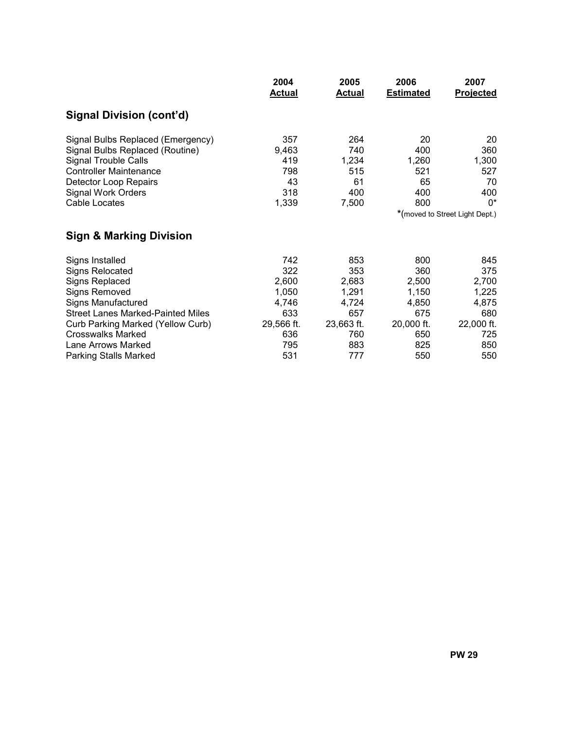| | 2004 Actual | 2005 Actual | 2006 Estimated | 2007 Projected |
|---|---|---|---|---|
| **Signal Division (cont'd)** | | | | |
| Signal Bulbs Replaced (Emergency) | 357 | 264 | 20 | 20 |
| Signal Bulbs Replaced (Routine) | 9,463 | 740 | 400 | 360 |
| Signal Trouble Calls | 419 | 1,234 | 1,260 | 1,300 |
| Controller Maintenance | 798 | 515 | 521 | 527 |
| Detector Loop Repairs | 43 | 61 | 65 | 70 |
| Signal Work Orders | 318 | 400 | 400 | 400 |
| Cable Locates | 1,339 | 7,500 | 800 | 0* |

*(moved to Street Light Dept.)

## Sign & Marking Division

| | 2004 Actual | 2005 Actual | 2006 Estimated | 2007 Projected |
|---|---|---|---|---|
| Signs Installed | 742 | 853 | 800 | 845 |
| Signs Relocated | 322 | 353 | 360 | 375 |
| Signs Replaced | 2,600 | 2,683 | 2,500 | 2,700 |
| Signs Removed | 1,050 | 1,291 | 1,150 | 1,225 |
| Signs Manufactured | 4,746 | 4,724 | 4,850 | 4,875 |
| Street Lanes Marked-Painted Miles | 633 | 657 | 675 | 680 |
| Curb Parking Marked (Yellow Curb) | 29,566 ft. | 23,663 ft. | 20,000 ft. | 22,000 ft. |
| Crosswalks Marked | 636 | 760 | 650 | 725 |
| Lane Arrows Marked | 795 | 883 | 825 | 850 |
| Parking Stalls Marked | 531 | 777 | 550 | 550 |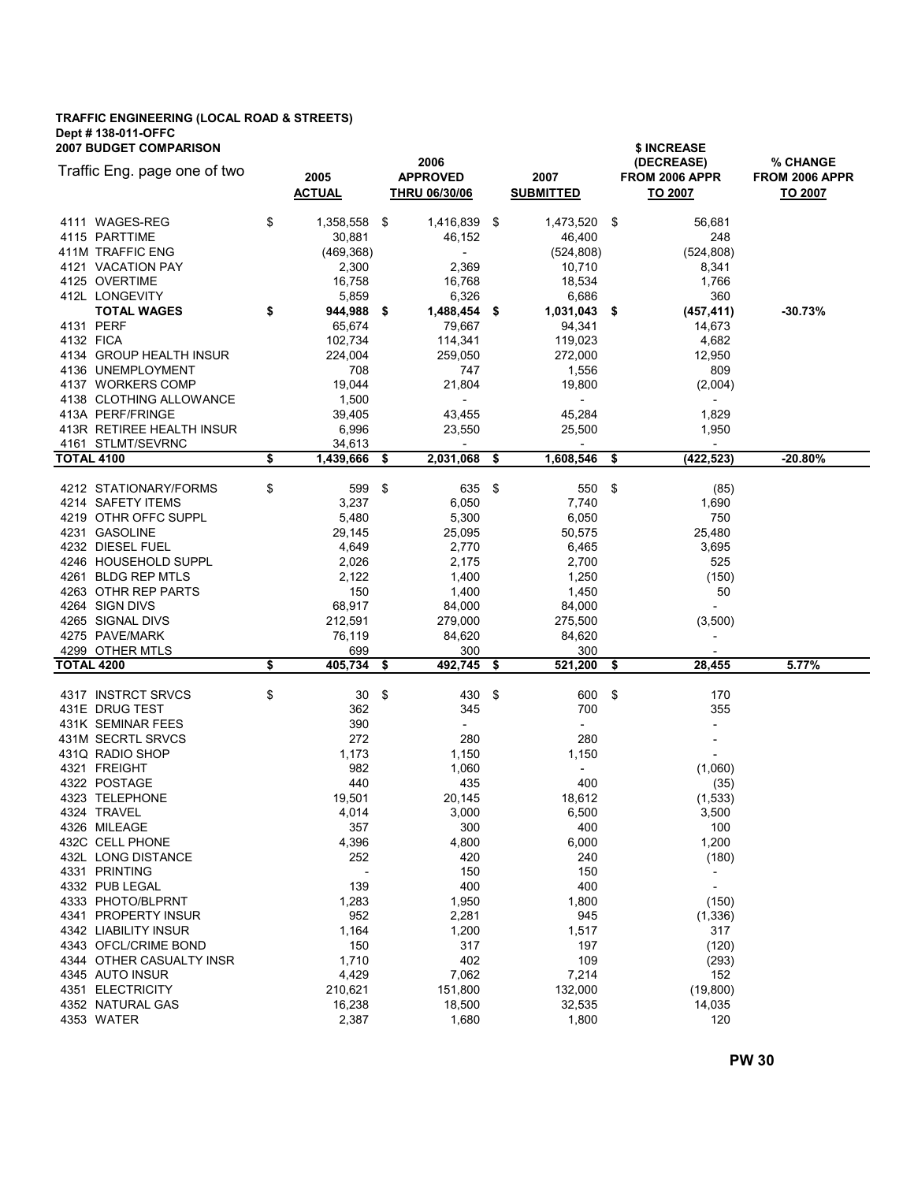**TRAFFIC ENGINEERING (LOCAL ROAD & STREETS)**
**Dept # 138-011-OFFC**
**2007 BUDGET COMPARISON**

| Traffic Eng. page one of two | 2005 ACTUAL | 2006 APPROVED THRU 06/30/06 | 2007 SUBMITTED | $ INCREASE (DECREASE) FROM 2006 APPR TO 2007 | % CHANGE FROM 2006 APPR TO 2007 |
|---|---|---|---|---|---|
| 4111 WAGES-REG | $ 1,358,558 | $ 1,416,839 | $ 1,473,520 | $ 56,681 | |
| 4115 PARTTIME | 30,881 | 46,152 | 46,400 | 248 | |
| 411M TRAFFIC ENG | (469,368) | - | (524,808) | (524,808) | |
| 4121 VACATION PAY | 2,300 | 2,369 | 10,710 | 8,341 | |
| 4125 OVERTIME | 16,758 | 16,768 | 18,534 | 1,766 | |
| 412L LONGEVITY | 5,859 | 6,326 | 6,686 | 360 | |
| **TOTAL WAGES** | **$ 944,988** | **$ 1,488,454** | **$ 1,031,043** | **$ (457,411)** | **-30.73%** |
| 4131 PERF | 65,674 | 79,667 | 94,341 | 14,673 | |
| 4132 FICA | 102,734 | 114,341 | 119,023 | 4,682 | |
| 4134 GROUP HEALTH INSUR | 224,004 | 259,050 | 272,000 | 12,950 | |
| 4136 UNEMPLOYMENT | 708 | 747 | 1,556 | 809 | |
| 4137 WORKERS COMP | 19,044 | 21,804 | 19,800 | (2,004) | |
| 4138 CLOTHING ALLOWANCE | 1,500 | - | - | - | |
| 413A PERF/FRINGE | 39,405 | 43,455 | 45,284 | 1,829 | |
| 413R RETIREE HEALTH INSUR | 6,996 | 23,550 | 25,500 | 1,950 | |
| 4161 STLMT/SEVRNC | 34,613 | - | - | - | |
| **TOTAL 4100** | **$ 1,439,666** | **$ 2,031,068** | **$ 1,608,546** | **$ (422,523)** | **-20.80%** |
| 4212 STATIONARY/FORMS | $ 599 | $ 635 | $ 550 | $ (85) | |
| 4214 SAFETY ITEMS | 3,237 | 6,050 | 7,740 | 1,690 | |
| 4219 OTHR OFFC SUPPL | 5,480 | 5,300 | 6,050 | 750 | |
| 4231 GASOLINE | 29,145 | 25,095 | 50,575 | 25,480 | |
| 4232 DIESEL FUEL | 4,649 | 2,770 | 6,465 | 3,695 | |
| 4246 HOUSEHOLD SUPPL | 2,026 | 2,175 | 2,700 | 525 | |
| 4261 BLDG REP MTLS | 2,122 | 1,400 | 1,250 | (150) | |
| 4263 OTHR REP PARTS | 150 | 1,400 | 1,450 | 50 | |
| 4264 SIGN DIVS | 68,917 | 84,000 | 84,000 | - | |
| 4265 SIGNAL DIVS | 212,591 | 279,000 | 275,500 | (3,500) | |
| 4275 PAVE/MARK | 76,119 | 84,620 | 84,620 | - | |
| 4299 OTHER MTLS | 699 | 300 | 300 | - | |
| **TOTAL 4200** | **$ 405,734** | **$ 492,745** | **$ 521,200** | **$ 28,455** | **5.77%** |
| 4317 INSTRCT SRVCS | $ 30 | $ 430 | $ 600 | $ 170 | |
| 431E DRUG TEST | 362 | 345 | 700 | 355 | |
| 431K SEMINAR FEES | 390 | - | - | - | |
| 431M SECRTL SRVCS | 272 | 280 | 280 | - | |
| 431Q RADIO SHOP | 1,173 | 1,150 | 1,150 | - | |
| 4321 FREIGHT | 982 | 1,060 | - | (1,060) | |
| 4322 POSTAGE | 440 | 435 | 400 | (35) | |
| 4323 TELEPHONE | 19,501 | 20,145 | 18,612 | (1,533) | |
| 4324 TRAVEL | 4,014 | 3,000 | 6,500 | 3,500 | |
| 4326 MILEAGE | 357 | 300 | 400 | 100 | |
| 432C CELL PHONE | 4,396 | 4,800 | 6,000 | 1,200 | |
| 432L LONG DISTANCE | 252 | 420 | 240 | (180) | |
| 4331 PRINTING | - | 150 | 150 | - | |
| 4332 PUB LEGAL | 139 | 400 | 400 | - | |
| 4333 PHOTO/BLPRNT | 1,283 | 1,950 | 1,800 | (150) | |
| 4341 PROPERTY INSUR | 952 | 2,281 | 945 | (1,336) | |
| 4342 LIABILITY INSUR | 1,164 | 1,200 | 1,517 | 317 | |
| 4343 OFCL/CRIME BOND | 150 | 317 | 197 | (120) | |
| 4344 OTHER CASUALTY INSR | 1,710 | 402 | 109 | (293) | |
| 4345 AUTO INSUR | 4,429 | 7,062 | 7,214 | 152 | |
| 4351 ELECTRICITY | 210,621 | 151,800 | 132,000 | (19,800) | |
| 4352 NATURAL GAS | 16,238 | 18,500 | 32,535 | 14,035 | |
| 4353 WATER | 2,387 | 1,680 | 1,800 | 120 | |

**PW 30**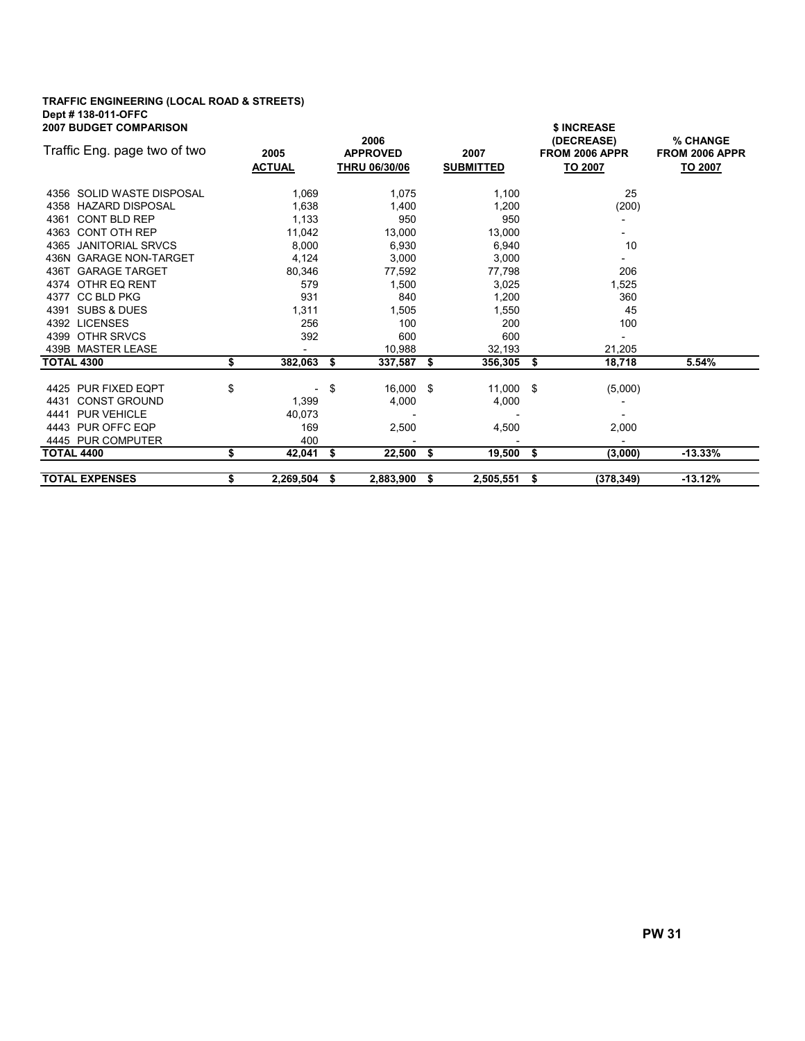**TRAFFIC ENGINEERING (LOCAL ROAD & STREETS)**
**Dept # 138-011-OFFC**
**2007 BUDGET COMPARISON**

| Traffic Eng. page two of two | 2005 ACTUAL | 2006 APPROVED THRU 06/30/06 | 2007 SUBMITTED | $ INCREASE (DECREASE) FROM 2006 APPR TO 2007 | % CHANGE FROM 2006 APPR TO 2007 |
|---|---|---|---|---|---|
| 4356 SOLID WASTE DISPOSAL | 1,069 | 1,075 | 1,100 | 25 | |
| 4358 HAZARD DISPOSAL | 1,638 | 1,400 | 1,200 | (200) | |
| 4361 CONT BLD REP | 1,133 | 950 | 950 | - | |
| 4363 CONT OTH REP | 11,042 | 13,000 | 13,000 | - | |
| 4365 JANITORIAL SRVCS | 8,000 | 6,930 | 6,940 | 10 | |
| 436N GARAGE NON-TARGET | 4,124 | 3,000 | 3,000 | - | |
| 436T GARAGE TARGET | 80,346 | 77,592 | 77,798 | 206 | |
| 4374 OTHR EQ RENT | 579 | 1,500 | 3,025 | 1,525 | |
| 4377 CC BLD PKG | 931 | 840 | 1,200 | 360 | |
| 4391 SUBS & DUES | 1,311 | 1,505 | 1,550 | 45 | |
| 4392 LICENSES | 256 | 100 | 200 | 100 | |
| 4399 OTHR SRVCS | 392 | 600 | 600 | - | |
| 439B MASTER LEASE | - | 10,988 | 32,193 | 21,205 | |
| **TOTAL 4300** | **$ 382,063** | **$ 337,587** | **$ 356,305** | **$ 18,718** | **5.54%** |
| | | | | | |
| 4425 PUR FIXED EQPT | $ - | $ 16,000 | $ 11,000 | $ (5,000) | |
| 4431 CONST GROUND | 1,399 | 4,000 | 4,000 | - | |
| 4441 PUR VEHICLE | 40,073 | - | - | - | |
| 4443 PUR OFFC EQP | 169 | 2,500 | 4,500 | 2,000 | |
| 4445 PUR COMPUTER | 400 | - | - | - | |
| **TOTAL 4400** | **$ 42,041** | **$ 22,500** | **$ 19,500** | **$ (3,000)** | **-13.33%** |
| | | | | | |
| **TOTAL EXPENSES** | **$ 2,269,504** | **$ 2,883,900** | **$ 2,505,551** | **$ (378,349)** | **-13.12%** |

**PW 31**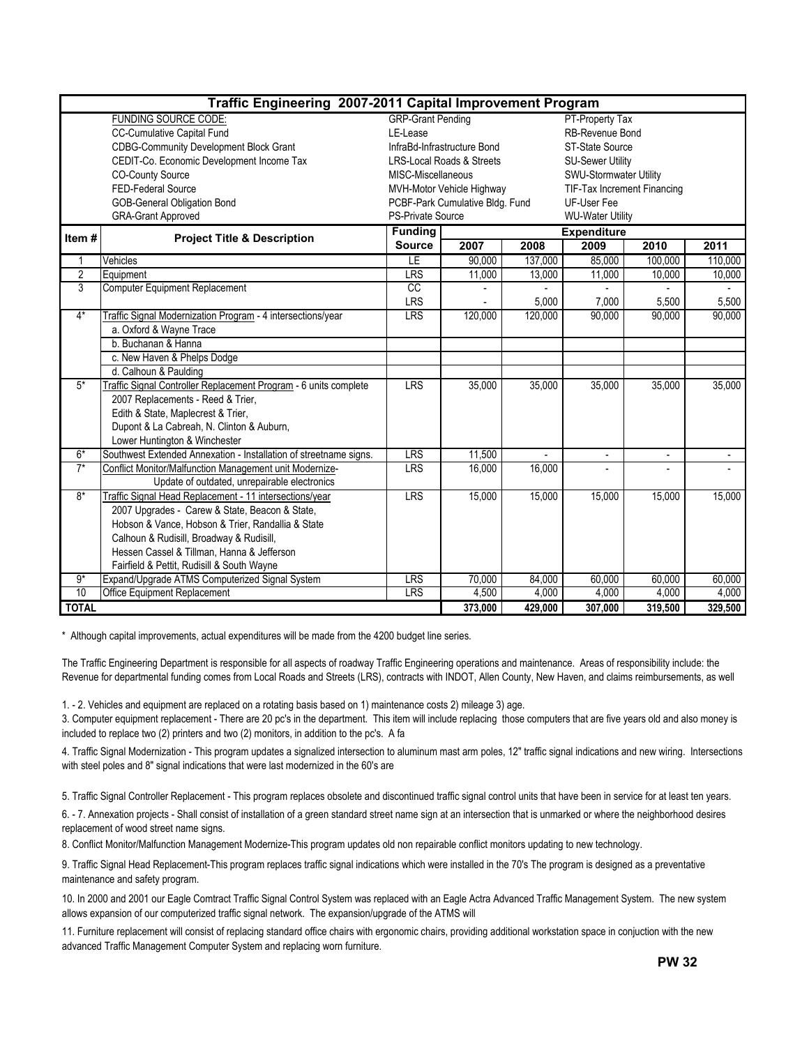## Traffic Engineering 2007-2011 Capital Improvement Program

| FUNDING SOURCE CODE: | | |
|---|---|---|
| CC-Cumulative Capital Fund | GRP-Grant Pending | PT-Property Tax |
| CDBG-Community Development Block Grant | LE-Lease | RB-Revenue Bond |
| CEDIT-Co. Economic Development Income Tax | InfraBd-Infrastructure Bond | ST-State Source |
| CO-County Source | LRS-Local Roads & Streets | SU-Sewer Utility |
| FED-Federal Source | MISC-Miscellaneous | SWU-Stormwater Utility |
| GOB-General Obligation Bond | MVH-Motor Vehicle Highway | TIF-Tax Increment Financing |
| GRA-Grant Approved | PCBF-Park Cumulative Bldg. Fund | UF-User Fee |
| | PS-Private Source | WU-Water Utility |

| Item # | Project Title & Description | Funding Source | Expenditure 2007 | 2008 | 2009 | 2010 | 2011 |
|---|---|---|---|---|---|---|---|
| 1 | Vehicles | LE | 90,000 | 137,000 | 85,000 | 100,000 | 110,000 |
| 2 | Equipment | LRS | 11,000 | 13,000 | 11,000 | 10,000 | 10,000 |
| 3 | Computer Equipment Replacement | CC | - | - | - | - | - |
| | | LRS | - | 5,000 | 7,000 | 5,500 | 5,500 |
| 4* | Traffic Signal Modernization Program - 4 intersections/year | LRS | 120,000 | 120,000 | 90,000 | 90,000 | 90,000 |
| | a. Oxford & Wayne Trace | | | | | | |
| | b. Buchanan & Hanna | | | | | | |
| | c. New Haven & Phelps Dodge | | | | | | |
| | d. Calhoun & Paulding | | | | | | |
| 5* | Traffic Signal Controller Replacement Program - 6 units complete<br>2007 Replacements - Reed & Trier,<br>Edith & State, Maplecrest & Trier,<br>Dupont & La Cabreah, N. Clinton & Auburn,<br>Lower Huntington & Winchester | LRS | 35,000 | 35,000 | 35,000 | 35,000 | 35,000 |
| 6* | Southwest Extended Annexation - Installation of streetname signs. | LRS | 11,500 | - | - | - | - |
| 7* | Conflict Monitor/Malfunction Management unit Modernize-<br>Update of outdated, unrepairable electronics | LRS | 16,000 | 16,000 | - | - | - |
| 8* | Traffic Signal Head Replacement - 11 intersections/year<br>2007 Upgrades - Carew & State, Beacon & State,<br>Hobson & Vance, Hobson & Trier, Randallia & State<br>Calhoun & Rudisill, Broadway & Rudisill,<br>Hessen Cassel & Tillman, Hanna & Jefferson<br>Fairfield & Pettit, Rudisill & South Wayne | LRS | 15,000 | 15,000 | 15,000 | 15,000 | 15,000 |
| 9* | Expand/Upgrade ATMS Computerized Signal System | LRS | 70,000 | 84,000 | 60,000 | 60,000 | 60,000 |
| 10 | Office Equipment Replacement | LRS | 4,500 | 4,000 | 4,000 | 4,000 | 4,000 |
| **TOTAL** | | | **373,000** | **429,000** | **307,000** | **319,500** | **329,500** |

* Although capital improvements, actual expenditures will be made from the 4200 budget line series.

The Traffic Engineering Department is responsible for all aspects of roadway Traffic Engineering operations and maintenance. Areas of responsibility include: the
Revenue for departmental funding comes from Local Roads and Streets (LRS), contracts with INDOT, Allen County, New Haven, and claims reimbursements, as well

1. - 2. Vehicles and equipment are replaced on a rotating basis based on 1) maintenance costs 2) mileage 3) age.

3. Computer equipment replacement - There are 20 pc's in the department. This item will include replacing those computers that are five years old and also money is included to replace two (2) printers and two (2) monitors, in addition to the pc's. A fa

4. Traffic Signal Modernization - This program updates a signalized intersection to aluminum mast arm poles, 12" traffic signal indications and new wiring. Intersections with steel poles and 8" signal indications that were last modernized in the 60's are

5. Traffic Signal Controller Replacement - This program replaces obsolete and discontinued traffic signal control units that have been in service for at least ten years.

6. - 7. Annexation projects - Shall consist of installation of a green standard street name sign at an intersection that is unmarked or where the neighborhood desires replacement of wood street name signs.

8. Conflict Monitor/Malfunction Management Modernize-This program updates old non repairable conflict monitors updating to new technology.

9. Traffic Signal Head Replacement-This program replaces traffic signal indications which were installed in the 70's The program is designed as a preventative maintenance and safety program.

10. In 2000 and 2001 our Eagle Comtract Traffic Signal Control System was replaced with an Eagle Actra Advanced Traffic Management System. The new system allows expansion of our computerized traffic signal network. The expansion/upgrade of the ATMS will

11. Furniture replacement will consist of replacing standard office chairs with ergonomic chairs, providing additional workstation space in conjuction with the new advanced Traffic Management Computer System and replacing worn furniture.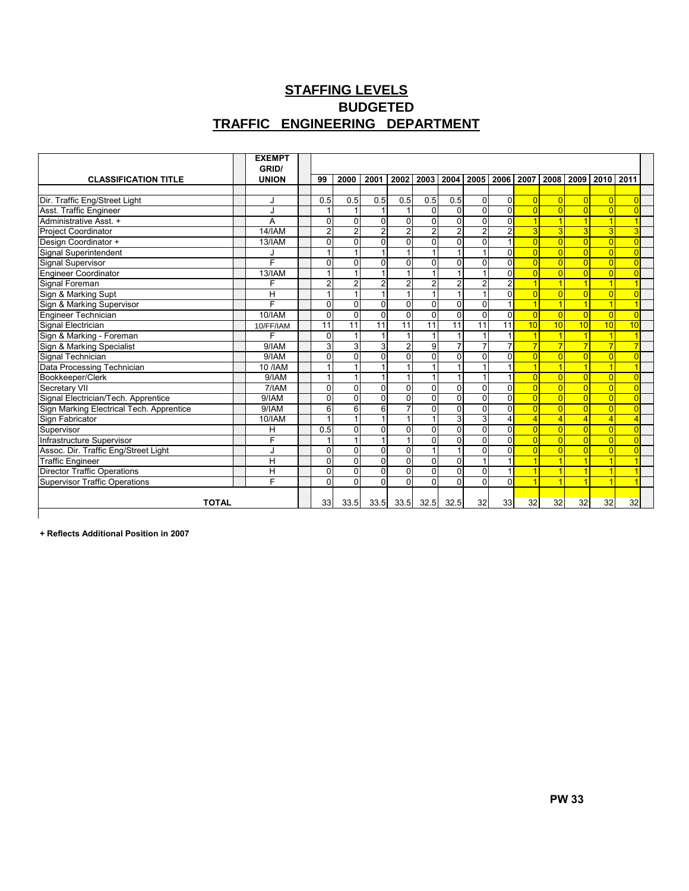# STAFFING LEVELS
## BUDGETED
## TRAFFIC ENGINEERING DEPARTMENT

| CLASSIFICATION TITLE | EXEMPT GRID/ UNION | 99 | 2000 | 2001 | 2002 | 2003 | 2004 | 2005 | 2006 | 2007 | 2008 | 2009 | 2010 | 2011 |
|---|---|---|---|---|---|---|---|---|---|---|---|---|---|---|
| Dir. Traffic Eng/Street Light | J | 0.5 | 0.5 | 0.5 | 0.5 | 0.5 | 0.5 | 0 | 0 | 0 | 0 | 0 | 0 | 0 |
| Asst. Traffic Engineer | J | 1 | 1 | 1 | 1 | 0 | 0 | 0 | 0 | 0 | 0 | 0 | 0 | 0 |
| Administrative Asst. + | A | 0 | 0 | 0 | 0 | 0 | 0 | 0 | 0 | 1 | 1 | 1 | 1 | 1 |
| Project Coordinator | 14/IAM | 2 | 2 | 2 | 2 | 2 | 2 | 2 | 2 | 3 | 3 | 3 | 3 | 3 |
| Design Coordinator + | 13/IAM | 0 | 0 | 0 | 0 | 0 | 0 | 0 | 1 | 0 | 0 | 0 | 0 | 0 |
| Signal Superintendent | J | 1 | 1 | 1 | 1 | 1 | 1 | 1 | 0 | 0 | 0 | 0 | 0 | 0 |
| Signal Supervisor | F | 0 | 0 | 0 | 0 | 0 | 0 | 0 | 0 | 0 | 0 | 0 | 0 | 0 |
| Engineer Coordinator | 13/IAM | 1 | 1 | 1 | 1 | 1 | 1 | 1 | 0 | 0 | 0 | 0 | 0 | 0 |
| Signal Foreman | F | 2 | 2 | 2 | 2 | 2 | 2 | 2 | 2 | 1 | 1 | 1 | 1 | 1 |
| Sign & Marking Supt | H | 1 | 1 | 1 | 1 | 1 | 1 | 1 | 0 | 0 | 0 | 0 | 0 | 0 |
| Sign & Marking Supervisor | F | 0 | 0 | 0 | 0 | 0 | 0 | 0 | 1 | 1 | 1 | 1 | 1 | 1 |
| Engineer Technician | 10/IAM | 0 | 0 | 0 | 0 | 0 | 0 | 0 | 0 | 0 | 0 | 0 | 0 | 0 |
| Signal Electrician | 10/FF/IAM | 11 | 11 | 11 | 11 | 11 | 11 | 11 | 11 | 10 | 10 | 10 | 10 | 10 |
| Sign & Marking - Foreman | F | 0 | 1 | 1 | 1 | 1 | 1 | 1 | 1 | 1 | 1 | 1 | 1 | 1 |
| Sign & Marking Specialist | 9/IAM | 3 | 3 | 3 | 2 | 9 | 7 | 7 | 7 | 7 | 7 | 7 | 7 | 7 |
| Signal Technician | 9/IAM | 0 | 0 | 0 | 0 | 0 | 0 | 0 | 0 | 0 | 0 | 0 | 0 | 0 |
| Data Processing Technician | 10 /IAM | 1 | 1 | 1 | 1 | 1 | 1 | 1 | 1 | 1 | 1 | 1 | 1 | 1 |
| Bookkeeper/Clerk | 9/IAM | 1 | 1 | 1 | 1 | 1 | 1 | 1 | 1 | 0 | 0 | 0 | 0 | 0 |
| Secretary VII | 7/IAM | 0 | 0 | 0 | 0 | 0 | 0 | 0 | 0 | 0 | 0 | 0 | 0 | 0 |
| Signal Electrician/Tech. Apprentice | 9/IAM | 0 | 0 | 0 | 0 | 0 | 0 | 0 | 0 | 0 | 0 | 0 | 0 | 0 |
| Sign Marking Electrical Tech. Apprentice | 9/IAM | 6 | 6 | 6 | 7 | 0 | 0 | 0 | 0 | 0 | 0 | 0 | 0 | 0 |
| Sign Fabricator | 10/IAM | 1 | 1 | 1 | 1 | 1 | 3 | 3 | 4 | 4 | 4 | 4 | 4 | 4 |
| Supervisor | H | 0.5 | 0 | 0 | 0 | 0 | 0 | 0 | 0 | 0 | 0 | 0 | 0 | 0 |
| Infrastructure Supervisor | F | 1 | 1 | 1 | 1 | 0 | 0 | 0 | 0 | 0 | 0 | 0 | 0 | 0 |
| Assoc. Dir. Traffic Eng/Street Light | J | 0 | 0 | 0 | 0 | 1 | 1 | 0 | 0 | 0 | 0 | 0 | 0 | 0 |
| Traffic Engineer | H | 0 | 0 | 0 | 0 | 0 | 0 | 1 | 1 | 1 | 1 | 1 | 1 | 1 |
| Director Traffic Operations | H | 0 | 0 | 0 | 0 | 0 | 0 | 0 | 1 | 1 | 1 | 1 | 1 | 1 |
| Supervisor Traffic Operations | F | 0 | 0 | 0 | 0 | 0 | 0 | 0 | 0 | 1 | 1 | 1 | 1 | 1 |
| **TOTAL** | | 33 | 33.5 | 33.5 | 33.5 | 32.5 | 32.5 | 32 | 33 | 32 | 32 | 32 | 32 | 32 |

**+ Reflects Additional Position in 2007**

**PW 33**